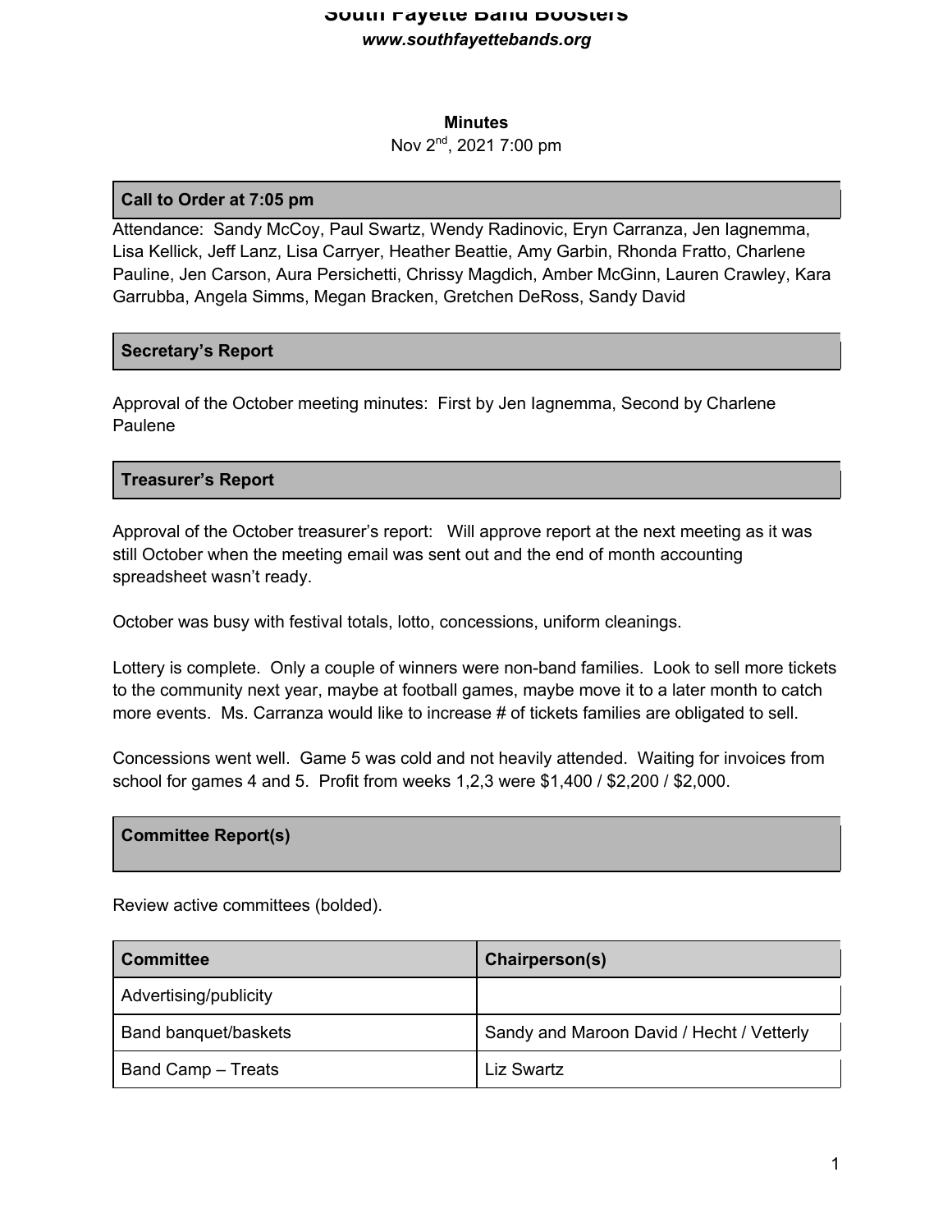# South Fayette Band Boosters

***www.southfayettebands.org***

**Minutes**

Nov 2nd, 2021 7:00 pm

## Call to Order at 7:05 pm

Attendance: Sandy McCoy, Paul Swartz, Wendy Radinovic, Eryn Carranza, Jen Iagnemma, Lisa Kellick, Jeff Lanz, Lisa Carryer, Heather Beattie, Amy Garbin, Rhonda Fratto, Charlene Pauline, Jen Carson, Aura Persichetti, Chrissy Magdich, Amber McGinn, Lauren Crawley, Kara Garrubba, Angela Simms, Megan Bracken, Gretchen DeRoss, Sandy David

## Secretary's Report

Approval of the October meeting minutes: First by Jen Iagnemma, Second by Charlene Paulene

## Treasurer's Report

Approval of the October treasurer's report: Will approve report at the next meeting as it was still October when the meeting email was sent out and the end of month accounting spreadsheet wasn't ready.

October was busy with festival totals, lotto, concessions, uniform cleanings.

Lottery is complete. Only a couple of winners were non-band families. Look to sell more tickets to the community next year, maybe at football games, maybe move it to a later month to catch more events. Ms. Carranza would like to increase # of tickets families are obligated to sell.

Concessions went well. Game 5 was cold and not heavily attended. Waiting for invoices from school for games 4 and 5. Profit from weeks 1,2,3 were $1,400 / $2,200 / $2,000.

## Committee Report(s)

Review active committees (bolded).

| Committee | Chairperson(s) |
|---|---|
| Advertising/publicity | |
| Band banquet/baskets | Sandy and Maroon David / Hecht / Vetterly |
| Band Camp – Treats | Liz Swartz |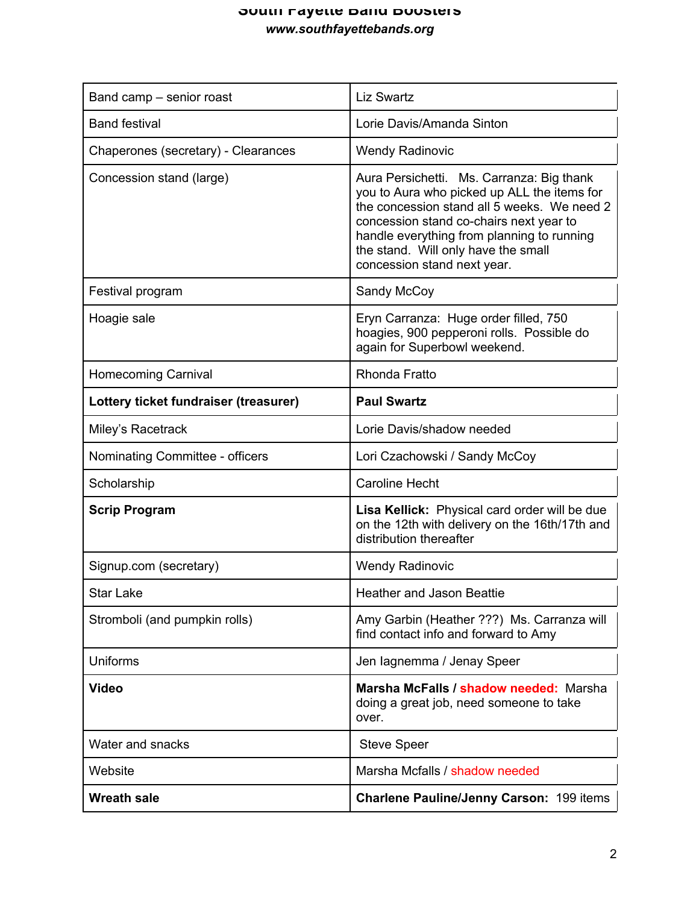| | |
|---|---|
| Band camp – senior roast | Liz Swartz |
| Band festival | Lorie Davis/Amanda Sinton |
| Chaperones (secretary) - Clearances | Wendy Radinovic |
| Concession stand (large) | Aura Persichetti. Ms. Carranza: Big thank you to Aura who picked up ALL the items for the concession stand all 5 weeks. We need 2 concession stand co-chairs next year to handle everything from planning to running the stand. Will only have the small concession stand next year. |
| Festival program | Sandy McCoy |
| Hoagie sale | Eryn Carranza: Huge order filled, 750 hoagies, 900 pepperoni rolls. Possible do again for Superbowl weekend. |
| Homecoming Carnival | Rhonda Fratto |
| **Lottery ticket fundraiser (treasurer)** | **Paul Swartz** |
| Miley's Racetrack | Lorie Davis/shadow needed |
| Nominating Committee - officers | Lori Czachowski / Sandy McCoy |
| Scholarship | Caroline Hecht |
| **Scrip Program** | **Lisa Kellick:** Physical card order will be due on the 12th with delivery on the 16th/17th and distribution thereafter |
| Signup.com (secretary) | Wendy Radinovic |
| Star Lake | Heather and Jason Beattie |
| Stromboli (and pumpkin rolls) | Amy Garbin (Heather ???) Ms. Carranza will find contact info and forward to Amy |
| Uniforms | Jen Iagnemma / Jenay Speer |
| **Video** | **Marsha McFalls / shadow needed:** Marsha doing a great job, need someone to take over. |
| Water and snacks | Steve Speer |
| Website | Marsha Mcfalls / shadow needed |
| **Wreath sale** | **Charlene Pauline/Jenny Carson:** 199 items |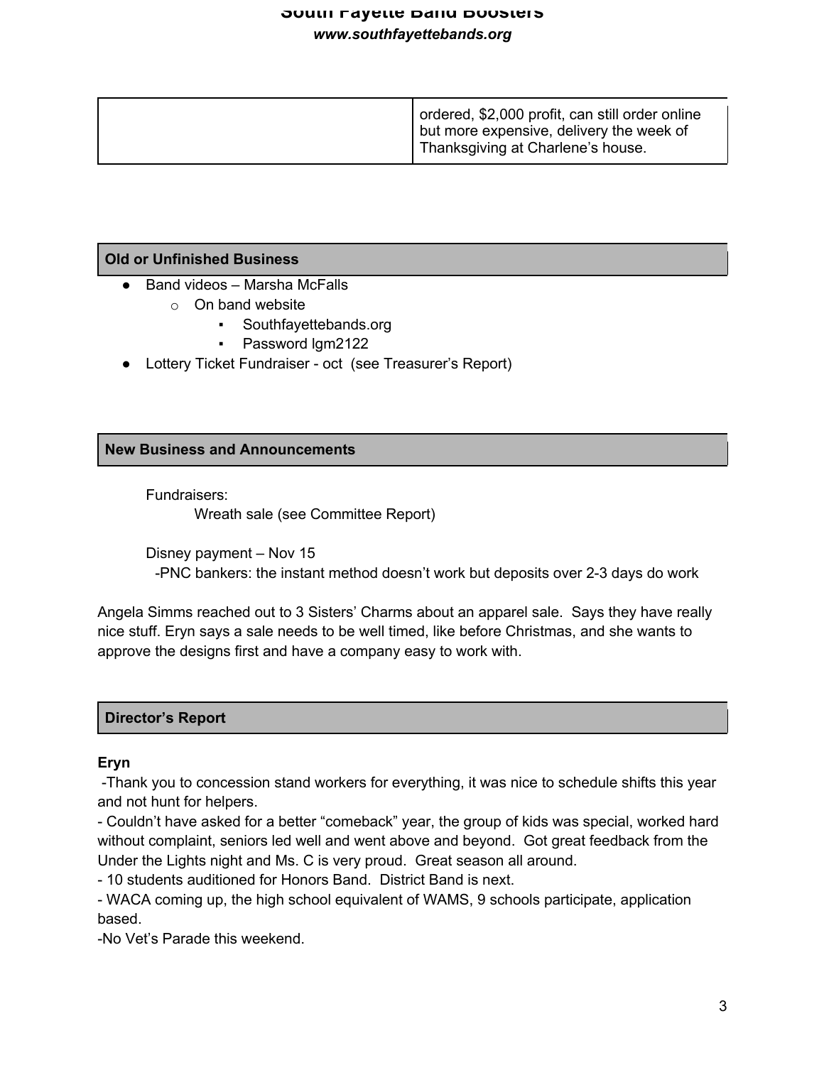| | |
|---|---|
| | ordered, $2,000 profit, can still order online but more expensive, delivery the week of Thanksgiving at Charlene's house. |

## Old or Unfinished Business

- Band videos – Marsha McFalls
  - On band website
    - Southfayettebands.org
    - Password lgm2122
- Lottery Ticket Fundraiser - oct (see Treasurer's Report)

## New Business and Announcements

Fundraisers:

Wreath sale (see Committee Report)

Disney payment – Nov 15

-PNC bankers: the instant method doesn't work but deposits over 2-3 days do work

Angela Simms reached out to 3 Sisters' Charms about an apparel sale. Says they have really nice stuff. Eryn says a sale needs to be well timed, like before Christmas, and she wants to approve the designs first and have a company easy to work with.

## Director's Report

**Eryn**

-Thank you to concession stand workers for everything, it was nice to schedule shifts this year and not hunt for helpers.

- Couldn't have asked for a better "comeback" year, the group of kids was special, worked hard without complaint, seniors led well and went above and beyond. Got great feedback from the Under the Lights night and Ms. C is very proud. Great season all around.

- 10 students auditioned for Honors Band. District Band is next.

- WACA coming up, the high school equivalent of WAMS, 9 schools participate, application based.

-No Vet's Parade this weekend.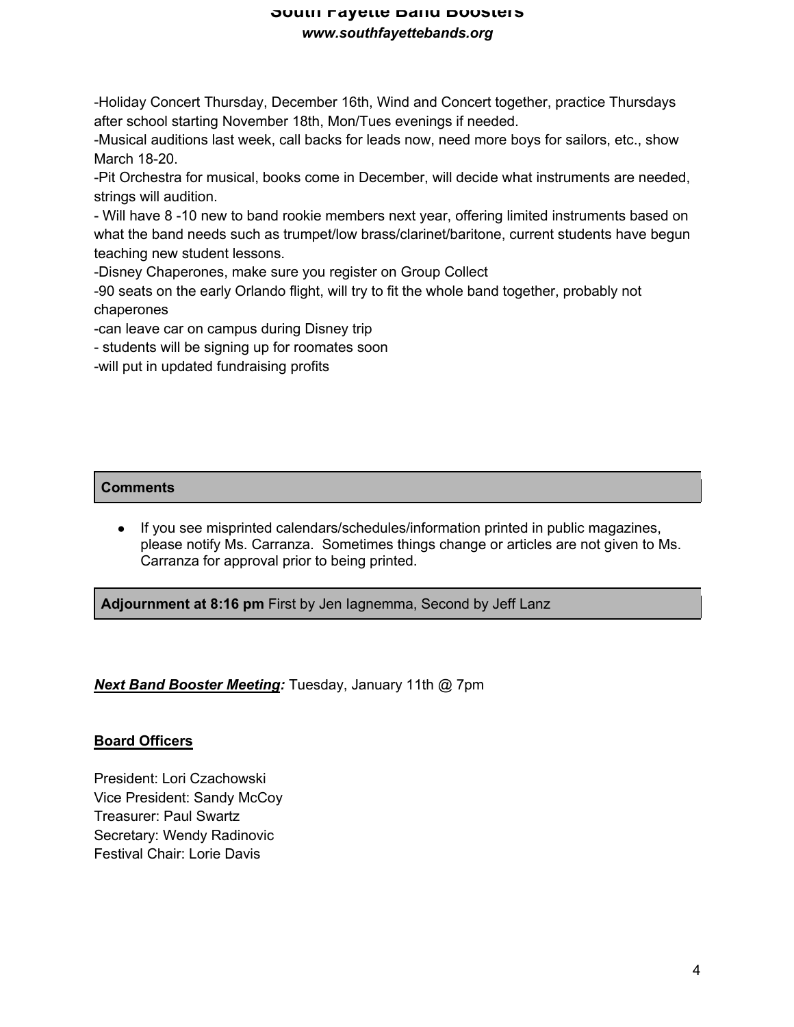-Holiday Concert Thursday, December 16th, Wind and Concert together, practice Thursdays after school starting November 18th, Mon/Tues evenings if needed.
-Musical auditions last week, call backs for leads now, need more boys for sailors, etc., show March 18-20.
-Pit Orchestra for musical, books come in December, will decide what instruments are needed, strings will audition.
- Will have 8 -10 new to band rookie members next year, offering limited instruments based on what the band needs such as trumpet/low brass/clarinet/baritone, current students have begun teaching new student lessons.
-Disney Chaperones, make sure you register on Group Collect
-90 seats on the early Orlando flight, will try to fit the whole band together, probably not chaperones
-can leave car on campus during Disney trip
- students will be signing up for roomates soon
-will put in updated fundraising profits

**Comments**

- If you see misprinted calendars/schedules/information printed in public magazines, please notify Ms. Carranza. Sometimes things change or articles are not given to Ms. Carranza for approval prior to being printed.

**Adjournment at 8:16 pm** First by Jen Iagnemma, Second by Jeff Lanz

***<u>Next Band Booster Meeting</u>:*** Tuesday, January 11th @ 7pm

**<u>Board Officers</u>**

President: Lori Czachowski
Vice President: Sandy McCoy
Treasurer: Paul Swartz
Secretary: Wendy Radinovic
Festival Chair: Lorie Davis